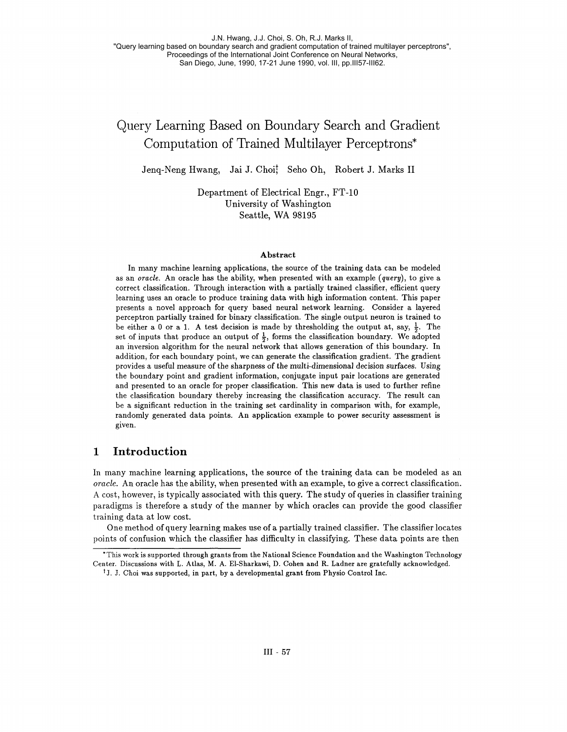J.N. Hwang, J.J. Choi, S. Oh, R.J. Marks II,
"Query learning based on boundary search and gradient computation of trained multilayer perceptrons",
Proceedings of the International Joint Conference on Neural Networks,
San Diego, June, 1990, 17-21 June 1990, vol. III, pp.III57-III62.

# Query Learning Based on Boundary Search and Gradient Computation of Trained Multilayer Perceptrons*

Jenq-Neng Hwang, Jai J. Choi[†], Seho Oh, Robert J. Marks II

Department of Electrical Engr., FT-10
University of Washington
Seattle, WA 98195

### Abstract

In many machine learning applications, the source of the training data can be modeled as an *oracle*. An oracle has the ability, when presented with an example (*query*), to give a correct classification. Through interaction with a partially trained classifier, efficient query learning uses an oracle to produce training data with high information content. This paper presents a novel approach for query based neural network learning. Consider a layered perceptron partially trained for binary classification. The single output neuron is trained to be either a 0 or a 1. A test decision is made by thresholding the output at, say, $\frac{1}{2}$. The set of inputs that produce an output of $\frac{1}{2}$, forms the classification boundary. We adopted an inversion algorithm for the neural network that allows generation of this boundary. In addition, for each boundary point, we can generate the classification gradient. The gradient provides a useful measure of the sharpness of the *multi-dimensional* decision surfaces. Using the boundary point and gradient information, conjugate input pair locations are generated and presented to an oracle for proper classification. This new data is used to further refine the classification boundary thereby increasing the classification accuracy. The result can be a significant reduction in the training set cardinality in comparison with, for example, randomly generated data points. An application example to power security assessment is given.

## 1 Introduction

In many machine learning applications, the source of the training data can be modeled as an *oracle*. An oracle has the ability, when presented with an example, to give a correct classification. A cost, however, is typically associated with this query. The study of queries in classifier training paradigms is therefore a study of the manner by which oracles can provide the good classifier training data at low cost.

One method of query learning makes use of a partially trained classifier. The classifier locates points of confusion which the classifier has difficulty in classifying. These data points are then

*This work is supported through grants from the National Science Foundation and the Washington Technology Center. Discussions with L. Atlas, M. A. El-Sharkawi, D. Cohen and R. Ladner are gratefully acknowledged.

[†]J. J. Choi was supported, in part, by a developmental grant from Physio Control Inc.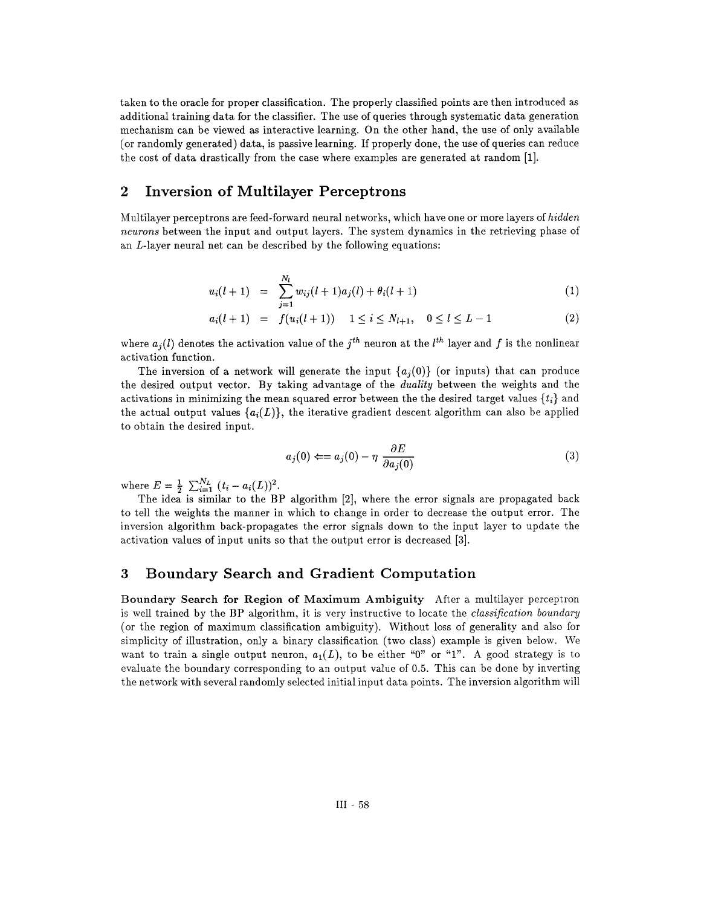taken to the oracle for proper classification. The properly classified points are then introduced as additional training data for the classifier. The use of queries through systematic data generation mechanism can be viewed as interactive learning. On the other hand, the use of only available (or randomly generated) data, is passive learning. If properly done, the use of queries can reduce the cost of data drastically from the case where examples are generated at random [1].

## 2 Inversion of Multilayer Perceptrons

Multilayer perceptrons are feed-forward neural networks, which have one or more layers of *hidden neurons* between the input and output layers. The system dynamics in the retrieving phase of an $L$-layer neural net can be described by the following equations:

$$
\begin{aligned}
u_i(l+1) &= \sum_{j=1}^{N_l} w_{ij}(l+1)a_j(l) + \theta_i(l+1) && (1)\\
a_i(l+1) &= f(u_i(l+1)) \quad 1 \le i \le N_{l+1}, \quad 0 \le l \le L-1 && (2)
\end{aligned}
$$

where $a_j(l)$ denotes the activation value of the $j^{th}$ neuron at the $l^{th}$ layer and $f$ is the nonlinear activation function.

The inversion of a network will generate the input $\{a_j(0)\}$ (or inputs) that can produce the desired output vector. By taking advantage of the *duality* between the weights and the activations in minimizing the mean squared error between the the desired target values $\{t_i\}$ and the actual output values $\{a_i(L)\}$, the iterative gradient descent algorithm can also be applied to obtain the desired input.

$$
a_j(0) \Longleftarrow a_j(0) - \eta \, \frac{\partial E}{\partial a_j(0)} \tag{3}
$$

where $E = \frac{1}{2} \sum_{i=1}^{N_L} (t_i - a_i(L))^2$.

The idea is similar to the BP algorithm [2], where the error signals are propagated back to tell the weights the manner in which to change in order to decrease the output error. The inversion algorithm back-propagates the error signals down to the input layer to update the activation values of input units so that the output error is decreased [3].

## 3 Boundary Search and Gradient Computation

**Boundary Search for Region of Maximum Ambiguity** After a multilayer perceptron is well trained by the BP algorithm, it is very instructive to locate the *classification boundary* (or the region of maximum classification ambiguity). Without loss of generality and also for simplicity of illustration, only a binary classification (two class) example is given below. We want to train a single output neuron, $a_1(L)$, to be either "0" or "1". A good strategy is to evaluate the boundary corresponding to an output value of 0.5. This can be done by inverting the network with several randomly selected initial input data points. The inversion algorithm will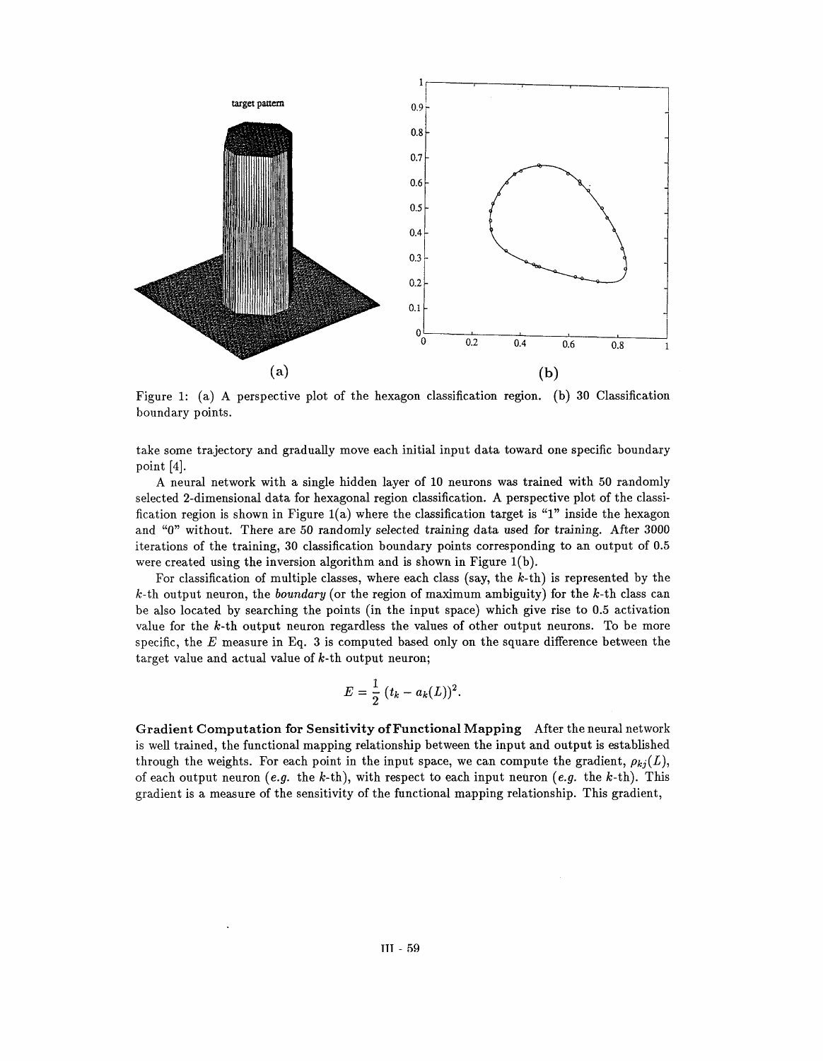target pattern

(a)

1
0.9
0.8
0.7
0.6
0.5
0.4
0.3
0.2
0.1
0
0 0.2 0.4 0.6 0.8 1

(b)

Figure 1: (a) A perspective plot of the hexagon classification region. (b) 30 Classification boundary points.

take some trajectory and gradually move each initial input data toward one specific boundary point [4].

A neural network with a single hidden layer of 10 neurons was trained with 50 randomly selected 2-dimensional data for hexagonal region classification. A perspective plot of the classification region is shown in Figure 1(a) where the classification target is "1" inside the hexagon and "0" without. There are 50 randomly selected training data used for training. After 3000 iterations of the training, 30 classification boundary points corresponding to an output of 0.5 were created using the inversion algorithm and is shown in Figure 1(b).

For classification of multiple classes, where each class (say, the $k$-th) is represented by the $k$-th output neuron, the *boundary* (or the region of maximum ambiguity) for the $k$-th class can be also located by searching the points (in the input space) which give rise to 0.5 activation value for the $k$-th output neuron regardless the values of other output neurons. To be more specific, the $E$ measure in Eq. 3 is computed based only on the square difference between the target value and actual value of $k$-th output neuron;

$$E = \frac{1}{2}\,(t_k - a_k(L))^2.$$

**Gradient Computation for Sensitivity of Functional Mapping** After the neural network is well trained, the functional mapping relationship between the input and output is established through the weights. For each point in the input space, we can compute the gradient, $\rho_{kj}(L)$, of each output neuron (*e.g.* the $k$-th), with respect to each input neuron (*e.g.* the $k$-th). This gradient is a measure of the sensitivity of the functional mapping relationship. This gradient,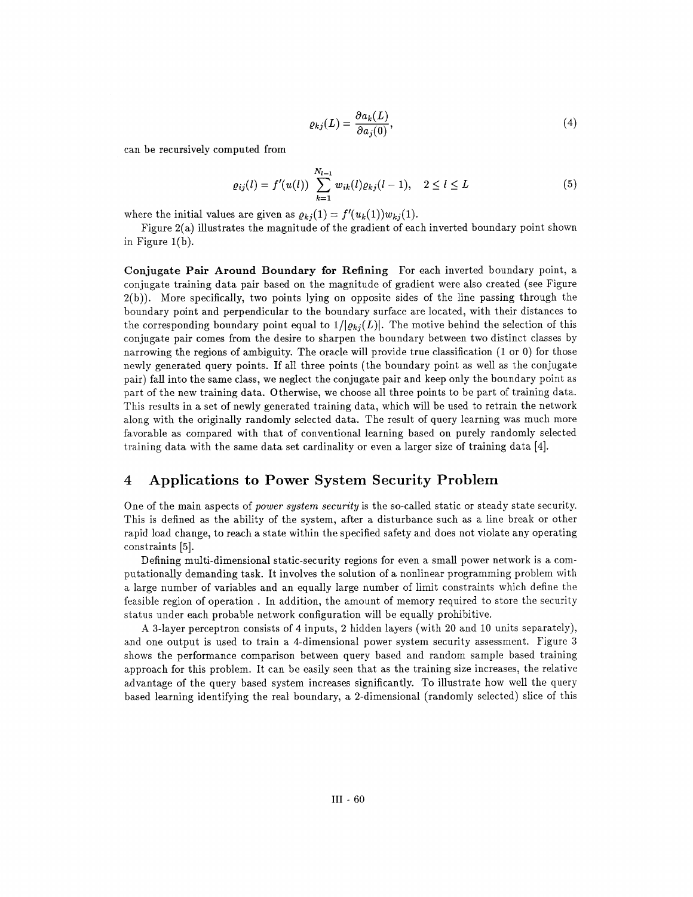$$\varrho_{kj}(L) = \frac{\partial a_k(L)}{\partial a_j(0)}, \tag{4}$$

can be recursively computed from

$$\varrho_{ij}(l) = f'(u(l)) \sum_{k=1}^{N_{l-1}} w_{ik}(l)\varrho_{kj}(l-1), \quad 2 \leq l \leq L \tag{5}$$

where the initial values are given as $\varrho_{kj}(1) = f'(u_k(1))w_{kj}(1)$.

Figure 2(a) illustrates the magnitude of the gradient of each inverted boundary point shown in Figure 1(b).

**Conjugate Pair Around Boundary for Refining** For each inverted boundary point, a conjugate training data pair based on the magnitude of gradient were also created (see Figure 2(b)). More specifically, two points lying on opposite sides of the line passing through the boundary point and perpendicular to the boundary surface are located, with their distances to the corresponding boundary point equal to $1/|\varrho_{kj}(L)|$. The motive behind the selection of this conjugate pair comes from the desire to sharpen the boundary between two distinct classes by narrowing the regions of ambiguity. The oracle will provide true classification (1 or 0) for those newly generated query points. If all three points (the boundary point as well as the conjugate pair) fall into the same class, we neglect the conjugate pair and keep only the boundary point as part of the new training data. Otherwise, we choose all three points to be part of training data. This results in a set of newly generated training data, which will be used to retrain the network along with the originally randomly selected data. The result of query learning was much more favorable as compared with that of conventional learning based on purely randomly selected training data with the same data set cardinality or even a larger size of training data [4].

## 4 Applications to Power System Security Problem

One of the main aspects of *power system security* is the so-called static or steady state security. This is defined as the ability of the system, after a disturbance such as a line break or other rapid load change, to reach a state within the specified safety and does not violate any operating constraints [5].

Defining multi-dimensional static-security regions for even a small power network is a computationally demanding task. It involves the solution of a nonlinear programming problem with a large number of variables and an equally large number of limit constraints which define the feasible region of operation . In addition, the amount of memory required to store the security status under each probable network configuration will be equally prohibitive.

A 3-layer perceptron consists of 4 inputs, 2 hidden layers (with 20 and 10 units separately), and one output is used to train a 4-dimensional power system security assessment. Figure 3 shows the performance comparison between query based and random sample based training approach for this problem. It can be easily seen that as the training size increases, the relative advantage of the query based system increases significantly. To illustrate how well the query based learning identifying the real boundary, a 2-dimensional (randomly selected) slice of this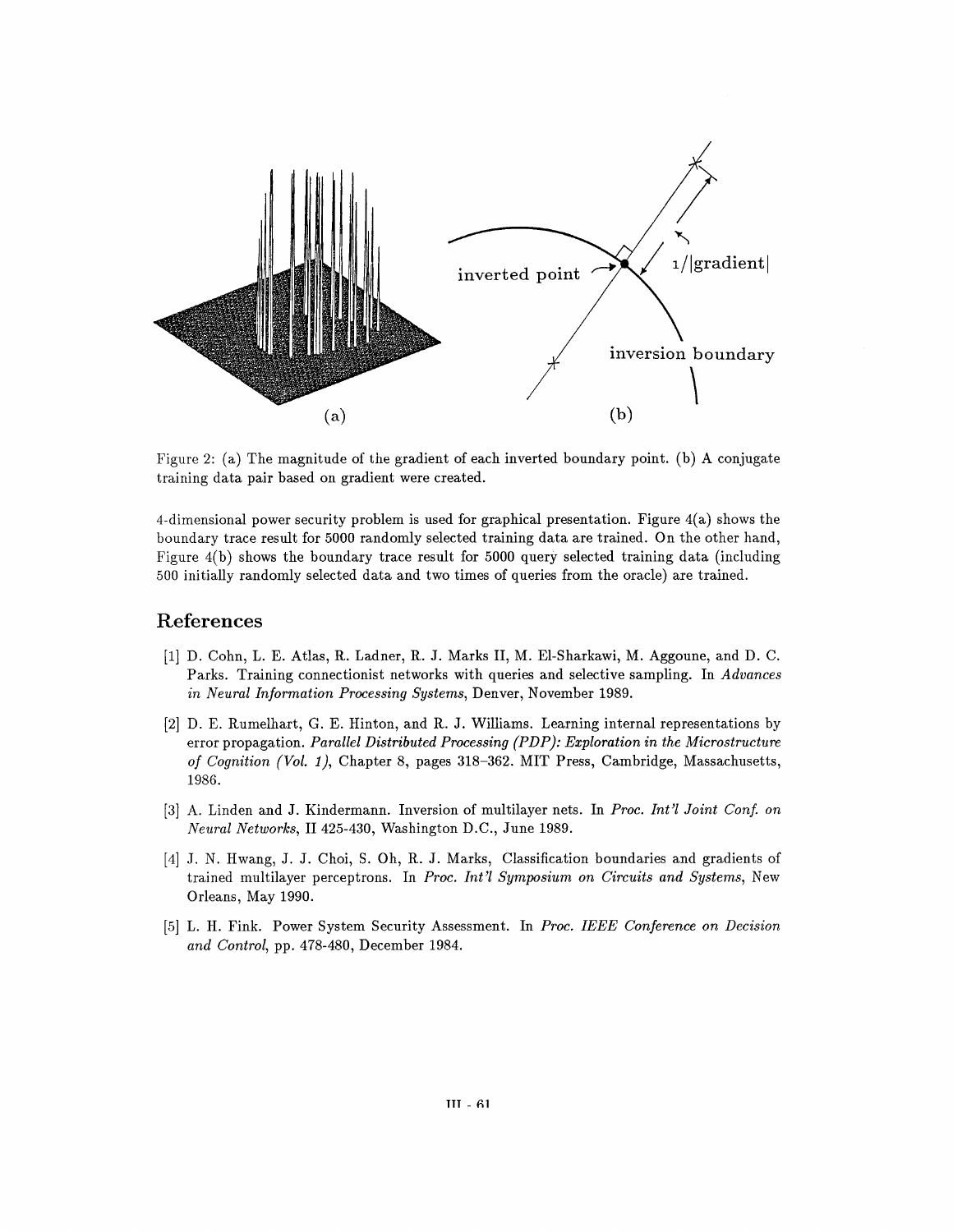(a)

inverted point

1/|gradient|

inversion boundary

(b)

Figure 2: (a) The magnitude of the gradient of each inverted boundary point. (b) A conjugate training data pair based on gradient were created.

4-dimensional power security problem is used for graphical presentation. Figure 4(a) shows the boundary trace result for 5000 randomly selected training data are trained. On the other hand, Figure 4(b) shows the boundary trace result for 5000 query selected training data (including 500 initially randomly selected data and two times of queries from the oracle) are trained.

## References

[1] D. Cohn, L. E. Atlas, R. Ladner, R. J. Marks II, M. El-Sharkawi, M. Aggoune, and D. C. Parks. Training connectionist networks with queries and selective sampling. In *Advances in Neural Information Processing Systems*, Denver, November 1989.

[2] D. E. Rumelhart, G. E. Hinton, and R. J. Williams. Learning internal representations by error propagation. *Parallel Distributed Processing (PDP): Exploration in the Microstructure of Cognition (Vol. 1)*, Chapter 8, pages 318–362. MIT Press, Cambridge, Massachusetts, 1986.

[3] A. Linden and J. Kindermann. Inversion of multilayer nets. In *Proc. Int'l Joint Conf. on Neural Networks*, II 425-430, Washington D.C., June 1989.

[4] J. N. Hwang, J. J. Choi, S. Oh, R. J. Marks, Classification boundaries and gradients of trained multilayer perceptrons. In *Proc. Int'l Symposium on Circuits and Systems*, New Orleans, May 1990.

[5] L. H. Fink. Power System Security Assessment. In *Proc. IEEE Conference on Decision and Control*, pp. 478-480, December 1984.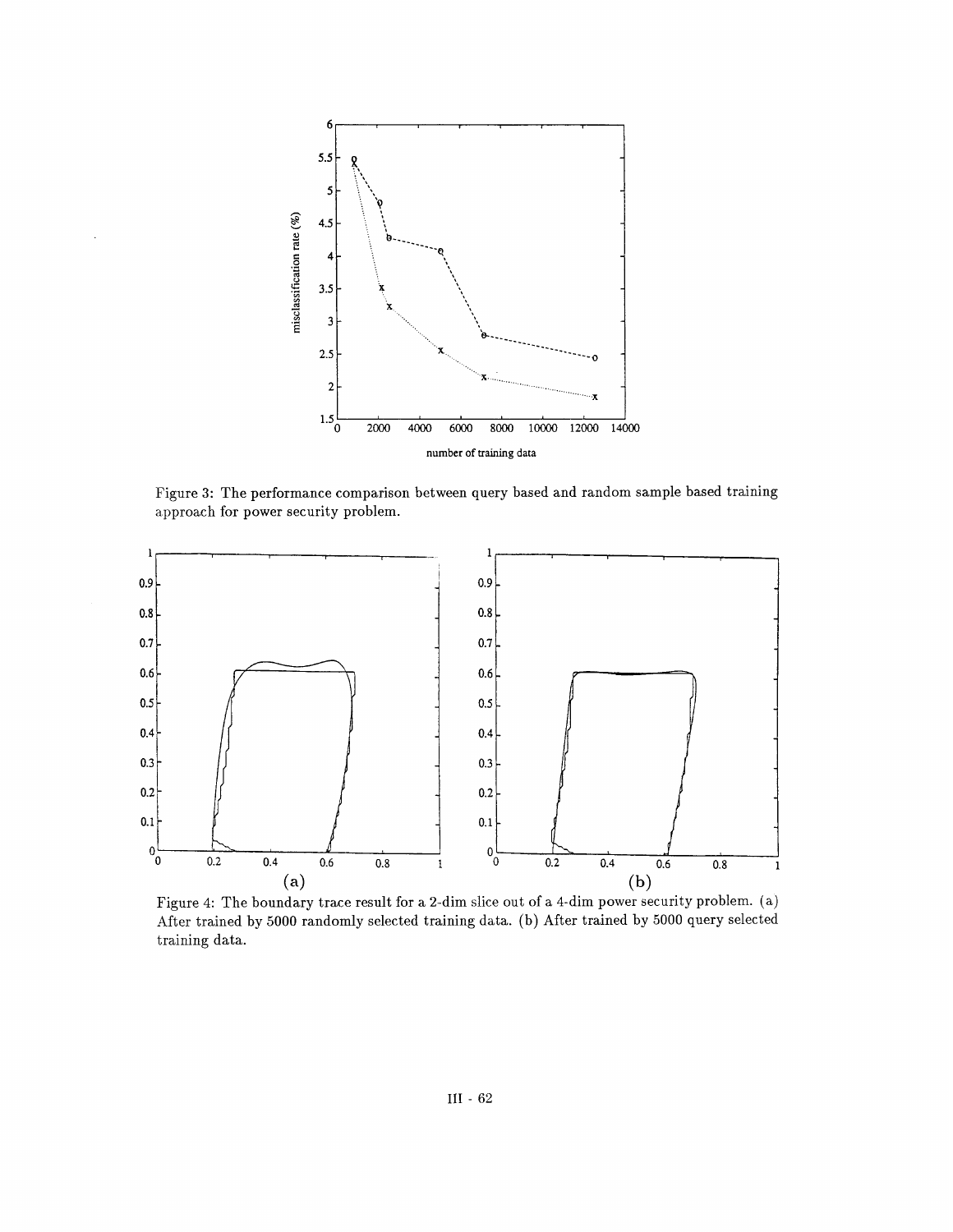6
5.5
5
4.5
4
3.5
3
2.5
2
1.5
0 2000 4000 6000 8000 10000 12000 14000

misclassification rate (%)

number of training data

Figure 3: The performance comparison between query based and random sample based training approach for power security problem.

1
0.9
0.8
0.7
0.6
0.5
0.4
0.3
0.2
0.1
0
0 0.2 0.4 0.6 0.8 1

(a)

1
0.9
0.8
0.7
0.6
0.5
0.4
0.3
0.2
0.1
0
0 0.2 0.4 0.6 0.8 1

(b)

Figure 4: The boundary trace result for a 2-dim slice out of a 4-dim power security problem. (a) After trained by 5000 randomly selected training data. (b) After trained by 5000 query selected training data.